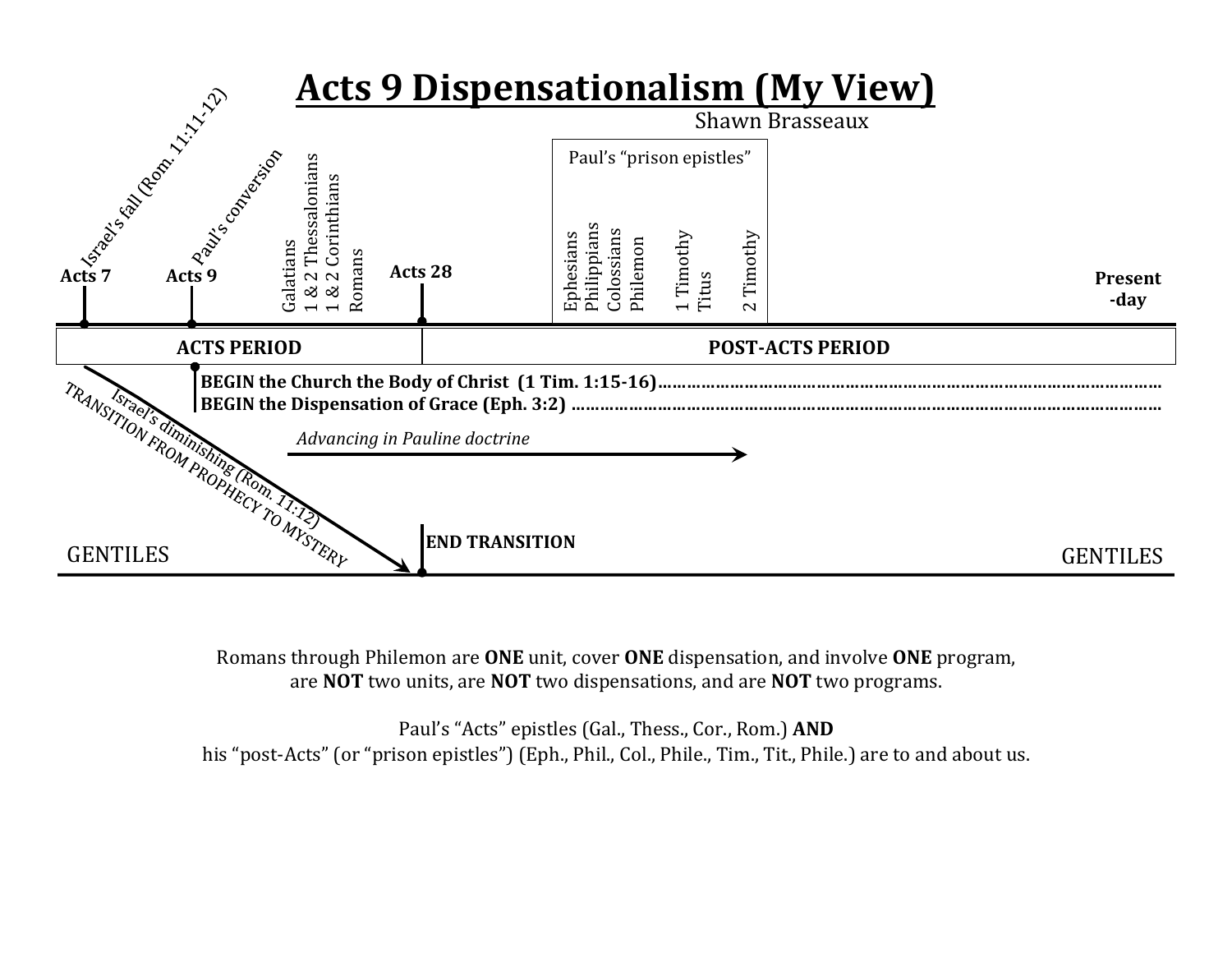# Acts 9 Dispensationalism (My View)

Shawn Brasseaux

Israel's fall (Rom. 11:11-12)

Paul's conversion

Acts 7

Acts 9

Galatians
1 & 2 Thessalonians
1 & 2 Corinthians
Romans

Acts 28

Paul's "prison epistles"

Ephesians
Philippians
Colossians
Philemon
1 Timothy
Titus
2 Timothy

Present-day

**ACTS PERIOD**

**POST-ACTS PERIOD**

**BEGIN the Church the Body of Christ (1 Tim. 1:15-16)**……………………………………………………………………………

**BEGIN the Dispensation of Grace (Eph. 3:2)** ……………………………………………………………………………………

*Advancing in Pauline doctrine*

Israel's diminishing (Rom. 11:12)

TRANSITION FROM PROPHECY TO MYSTERY

**END TRANSITION**

GENTILES

GENTILES

Romans through Philemon are **ONE** unit, cover **ONE** dispensation, and involve **ONE** program, are **NOT** two units, are **NOT** two dispensations, and are **NOT** two programs.

Paul's "Acts" epistles (Gal., Thess., Cor., Rom.) **AND** his "post-Acts" (or "prison epistles") (Eph., Phil., Col., Phile., Tim., Tit., Phile.) are to and about us.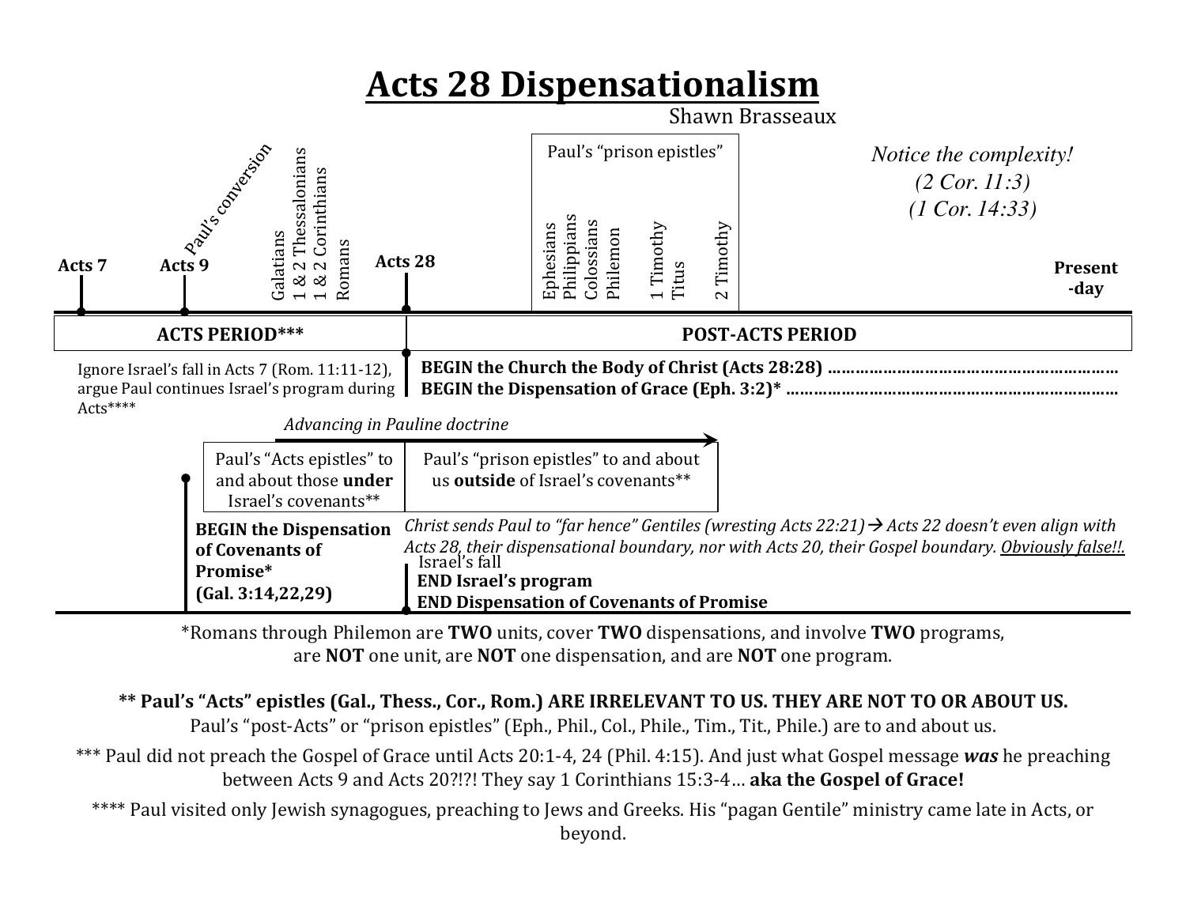# Acts 28 Dispensationalism

Shawn Brasseaux

*Notice the complexity!*
*(2 Cor. 11:3)*
*(1 Cor. 14:33)*

**Acts 7** — **Acts 9** (Paul's conversion) — Galatians, 1 & 2 Thessalonians, 1 & 2 Corinthians, Romans — **Acts 28** — Paul's "prison epistles": Ephesians, Philippians, Colossians, Philemon, 1 Timothy, Titus, 2 Timothy — **Present-day**

| **ACTS PERIOD*** ** | **POST-ACTS PERIOD** |
|---|---|
| Ignore Israel's fall in Acts 7 (Rom. 11:11-12), argue Paul continues Israel's program during Acts**** | **BEGIN the Church the Body of Christ (Acts 28:28) ………………………………………………………** **BEGIN the Dispensation of Grace (Eph. 3:2)* ……………………………………………………………** |

*Advancing in Pauline doctrine* →

| Paul's "Acts epistles" to and about those **under** Israel's covenants** | Paul's "prison epistles" to and about us **outside** of Israel's covenants** |
|---|---|

**BEGIN the Dispensation of Covenants of Promise*** **(Gal. 3:14,22,29)**

*Christ sends Paul to "far hence" Gentiles (wresting Acts 22:21)→ Acts 22 doesn't even align with Acts 28, their dispensational boundary, nor with Acts 20, their Gospel boundary. Obviously false!!.*

Israel's fall
**END Israel's program**
**END Dispensation of Covenants of Promise**

*Romans through Philemon are **TWO** units, cover **TWO** dispensations, and involve **TWO** programs, are **NOT** one unit, are **NOT** one dispensation, and are **NOT** one program.

**** Paul's "Acts" epistles (Gal., Thess., Cor., Rom.) ARE IRRELEVANT TO US. THEY ARE NOT TO OR ABOUT US.**
Paul's "post-Acts" or "prison epistles" (Eph., Phil., Col., Phile., Tim., Tit., Phile.) are to and about us.

*** Paul did not preach the Gospel of Grace until Acts 20:1-4, 24 (Phil. 4:15). And just what Gospel message ***was*** he preaching between Acts 9 and Acts 20?!?! They say 1 Corinthians 15:3-4… **aka the Gospel of Grace!**

**** Paul visited only Jewish synagogues, preaching to Jews and Greeks. His "pagan Gentile" ministry came late in Acts, or beyond.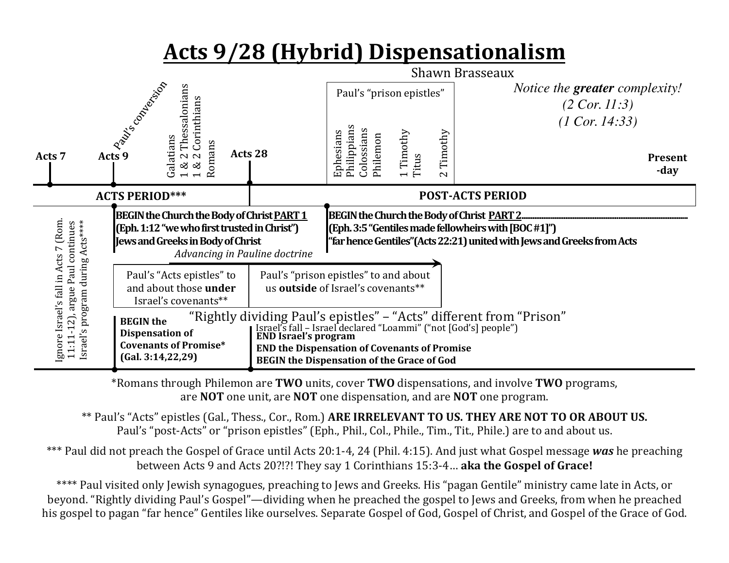# Acts 9/28 (Hybrid) Dispensationalism

Shawn Brasseaux

*Notice the **greater** complexity!*
*(2 Cor. 11:3)*
*(1 Cor. 14:33)*

Acts 7

Acts 9

Paul's conversion

Galatians
1 & 2 Thessalonians
1 & 2 Corinthians
Romans

Acts 28

Paul's "prison epistles"

Ephesians
Philippians
Colossians
Philemon
1 Timothy
Titus
2 Timothy

Present-day

**ACTS PERIOD*****

**POST-ACTS PERIOD**

Ignore Israel's fall in Acts 7 (Rom. 11:11-12), argue Paul continues Israel's program during Acts****

**BEGIN the Church the Body of Christ PART 1**
**(Eph. 1:12 "we who first trusted in Christ")**
**Jews and Greeks in Body of Christ**

**BEGIN the Church the Body of Christ PART 2**
**(Eph. 3:5 "Gentiles made fellowheirs with [BOC #1]")**
**"far hence Gentiles" (Acts 22:21) united with Jews and Greeks from Acts**

*Advancing in Pauline doctrine*

Paul's "Acts epistles" to and about those **under** Israel's covenants**

Paul's "prison epistles" to and about us **outside** of Israel's covenants**

"Rightly dividing Paul's epistles" – "Acts" different from "Prison"

**BEGIN the Dispensation of Covenants of Promise***
**(Gal. 3:14,22,29)**

Israel's fall – Israel declared "Loammi" ("not [God's] people")
**END Israel's program**
**END the Dispensation of Covenants of Promise**
**BEGIN the Dispensation of the Grace of God**

*Romans through Philemon are **TWO** units, cover **TWO** dispensations, and involve **TWO** programs, are **NOT** one unit, are **NOT** one dispensation, and are **NOT** one program.

** Paul's "Acts" epistles (Gal., Thess., Cor., Rom.) **ARE IRRELEVANT TO US. THEY ARE NOT TO OR ABOUT US.** Paul's "post-Acts" or "prison epistles" (Eph., Phil., Col., Phile., Tim., Tit., Phile.) are to and about us.

*** Paul did not preach the Gospel of Grace until Acts 20:1-4, 24 (Phil. 4:15). And just what Gospel message ***was*** he preaching between Acts 9 and Acts 20?!?! They say 1 Corinthians 15:3-4… **aka the Gospel of Grace!**

**** Paul visited only Jewish synagogues, preaching to Jews and Greeks. His "pagan Gentile" ministry came late in Acts, or beyond. "Rightly dividing Paul's Gospel"—dividing when he preached the gospel to Jews and Greeks, from when he preached his gospel to pagan "far hence" Gentiles like ourselves. Separate Gospel of God, Gospel of Christ, and Gospel of the Grace of God.